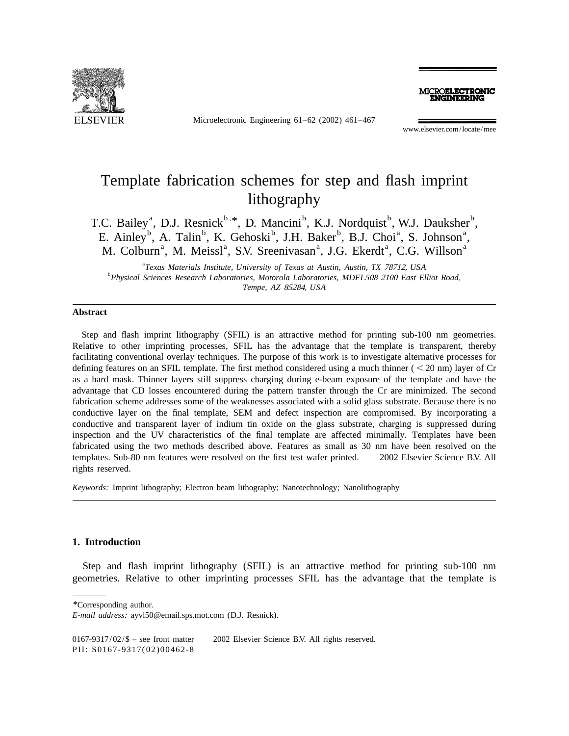# Template fabrication schemes for step and flash imprint lithography

T.C. Bailey[a], D.J. Resnick[b,*], D. Mancini[b], K.J. Nordquist[b], W.J. Dauksher[b], E. Ainley[b], A. Talin[b], K. Gehoski[b], J.H. Baker[b], B.J. Choi[a], S. Johnson[a], M. Colburn[a], M. Meissl[a], S.V. Sreenivasan[a], J.G. Ekerdt[a], C.G. Willson[a]

[a]*Texas Materials Institute, University of Texas at Austin, Austin, TX 78712, USA*

[b]*Physical Sciences Research Laboratories, Motorola Laboratories, MDFL508 2100 East Elliot Road, Tempe, AZ 85284, USA*

## Abstract

Step and flash imprint lithography (SFIL) is an attractive method for printing sub-100 nm geometries. Relative to other imprinting processes, SFIL has the advantage that the template is transparent, thereby facilitating conventional overlay techniques. The purpose of this work is to investigate alternative processes for defining features on an SFIL template. The first method considered using a much thinner ( < 20 nm) layer of Cr as a hard mask. Thinner layers still suppress charging during e-beam exposure of the template and have the advantage that CD losses encountered during the pattern transfer through the Cr are minimized. The second fabrication scheme addresses some of the weaknesses associated with a solid glass substrate. Because there is no conductive layer on the final template, SEM and defect inspection are compromised. By incorporating a conductive and transparent layer of indium tin oxide on the glass substrate, charging is suppressed during inspection and the UV characteristics of the final template are affected minimally. Templates have been fabricated using the two methods described above. Features as small as 30 nm have been resolved on the templates. Sub-80 nm features were resolved on the first test wafer printed. © 2002 Elsevier Science B.V. All rights reserved.

*Keywords:* Imprint lithography; Electron beam lithography; Nanotechnology; Nanolithography

## 1. Introduction

Step and flash imprint lithography (SFIL) is an attractive method for printing sub-100 nm geometries. Relative to other imprinting processes SFIL has the advantage that the template is

---

*Corresponding author.

*E-mail address:* ayvl50@email.sps.mot.com (D.J. Resnick).

0167-9317/02/$ – see front matter © 2002 Elsevier Science B.V. All rights reserved.
PII: S0167-9317(02)00462-8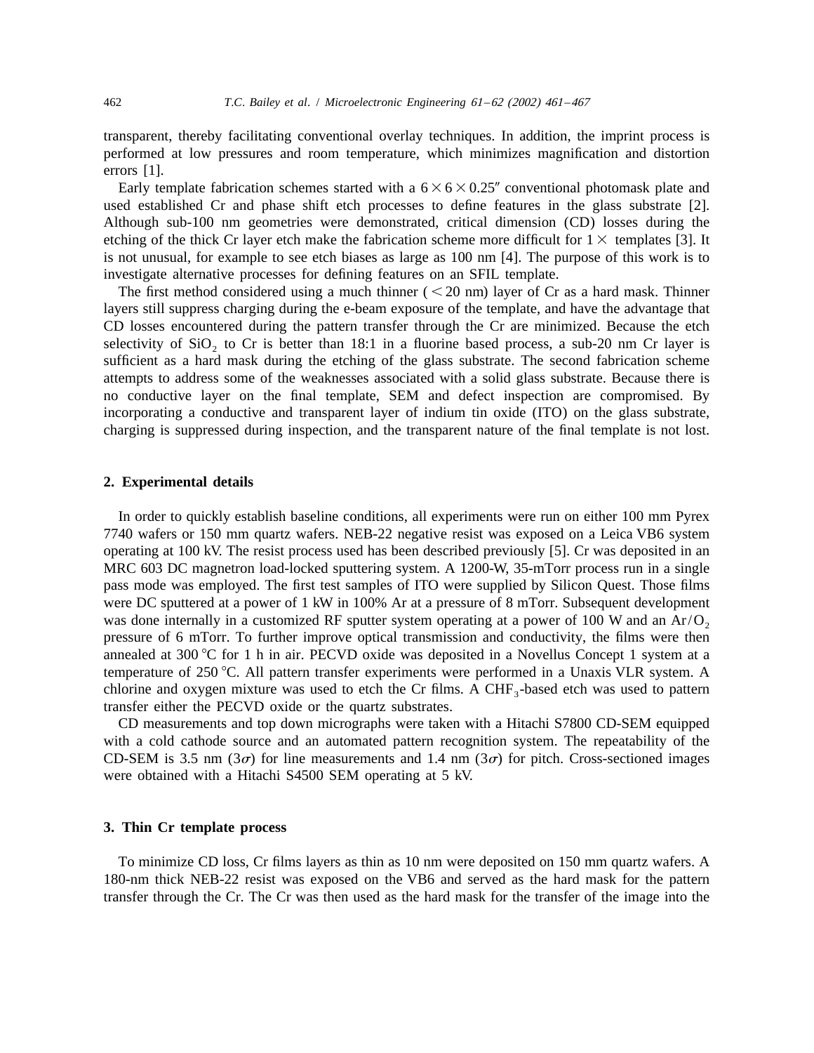transparent, thereby facilitating conventional overlay techniques. In addition, the imprint process is performed at low pressures and room temperature, which minimizes magnification and distortion errors [1].

Early template fabrication schemes started with a $6 \times 6 \times 0.25''$ conventional photomask plate and used established Cr and phase shift etch processes to define features in the glass substrate [2]. Although sub-100 nm geometries were demonstrated, critical dimension (CD) losses during the etching of the thick Cr layer etch make the fabrication scheme more difficult for $1\times$ templates [3]. It is not unusual, for example to see etch biases as large as 100 nm [4]. The purpose of this work is to investigate alternative processes for defining features on an SFIL template.

The first method considered using a much thinner ($<20$ nm) layer of Cr as a hard mask. Thinner layers still suppress charging during the e-beam exposure of the template, and have the advantage that CD losses encountered during the pattern transfer through the Cr are minimized. Because the etch selectivity of $SiO_2$ to Cr is better than 18:1 in a fluorine based process, a sub-20 nm Cr layer is sufficient as a hard mask during the etching of the glass substrate. The second fabrication scheme attempts to address some of the weaknesses associated with a solid glass substrate. Because there is no conductive layer on the final template, SEM and defect inspection are compromised. By incorporating a conductive and transparent layer of indium tin oxide (ITO) on the glass substrate, charging is suppressed during inspection, and the transparent nature of the final template is not lost.

## 2. Experimental details

In order to quickly establish baseline conditions, all experiments were run on either 100 mm Pyrex 7740 wafers or 150 mm quartz wafers. NEB-22 negative resist was exposed on a Leica VB6 system operating at 100 kV. The resist process used has been described previously [5]. Cr was deposited in an MRC 603 DC magnetron load-locked sputtering system. A 1200-W, 35-mTorr process run in a single pass mode was employed. The first test samples of ITO were supplied by Silicon Quest. Those films were DC sputtered at a power of 1 kW in 100% Ar at a pressure of 8 mTorr. Subsequent development was done internally in a customized RF sputter system operating at a power of 100 W and an $Ar/O_2$ pressure of 6 mTorr. To further improve optical transmission and conductivity, the films were then annealed at 300 °C for 1 h in air. PECVD oxide was deposited in a Novellus Concept 1 system at a temperature of 250 °C. All pattern transfer experiments were performed in a Unaxis VLR system. A chlorine and oxygen mixture was used to etch the Cr films. A $CHF_3$-based etch was used to pattern transfer either the PECVD oxide or the quartz substrates.

CD measurements and top down micrographs were taken with a Hitachi S7800 CD-SEM equipped with a cold cathode source and an automated pattern recognition system. The repeatability of the CD-SEM is 3.5 nm ($3\sigma$) for line measurements and 1.4 nm ($3\sigma$) for pitch. Cross-sectioned images were obtained with a Hitachi S4500 SEM operating at 5 kV.

## 3. Thin Cr template process

To minimize CD loss, Cr films layers as thin as 10 nm were deposited on 150 mm quartz wafers. A 180-nm thick NEB-22 resist was exposed on the VB6 and served as the hard mask for the pattern transfer through the Cr. The Cr was then used as the hard mask for the transfer of the image into the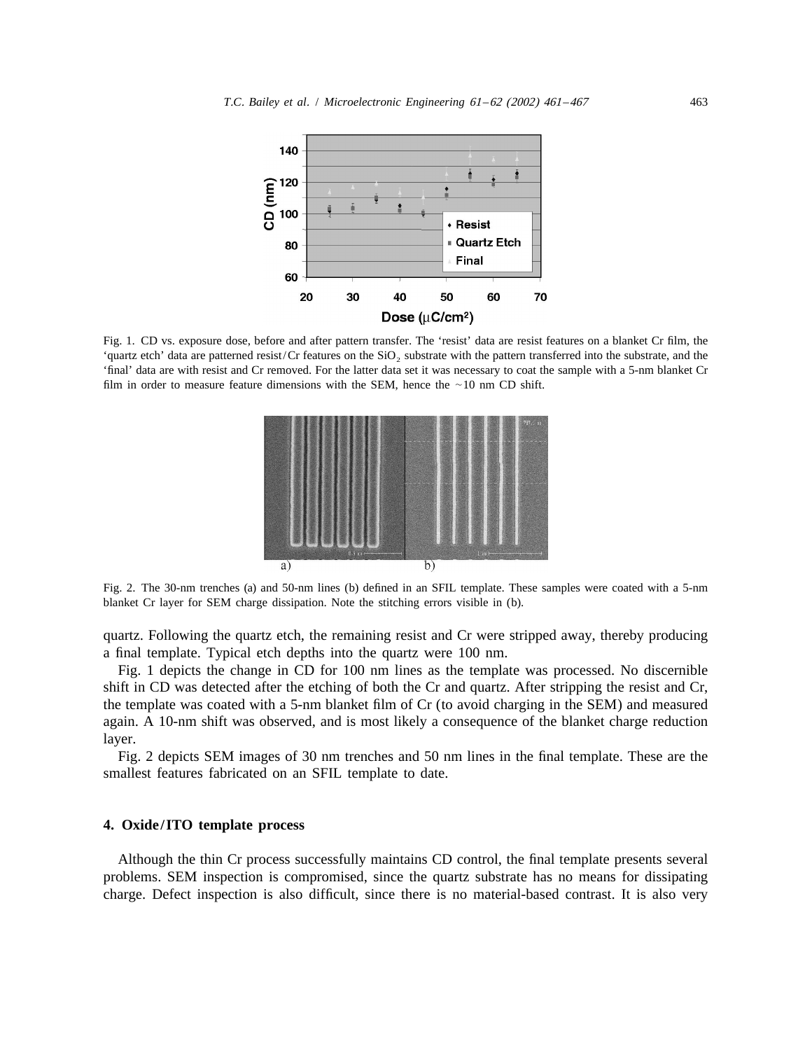Fig. 1. CD vs. exposure dose, before and after pattern transfer. The 'resist' data are resist features on a blanket Cr film, the 'quartz etch' data are patterned resist/Cr features on the $SiO_2$ substrate with the pattern transferred into the substrate, and the 'final' data are with resist and Cr removed. For the latter data set it was necessary to coat the sample with a 5-nm blanket Cr film in order to measure feature dimensions with the SEM, hence the ~10 nm CD shift.

Fig. 2. The 30-nm trenches (a) and 50-nm lines (b) defined in an SFIL template. These samples were coated with a 5-nm blanket Cr layer for SEM charge dissipation. Note the stitching errors visible in (b).

quartz. Following the quartz etch, the remaining resist and Cr were stripped away, thereby producing a final template. Typical etch depths into the quartz were 100 nm.

Fig. 1 depicts the change in CD for 100 nm lines as the template was processed. No discernible shift in CD was detected after the etching of both the Cr and quartz. After stripping the resist and Cr, the template was coated with a 5-nm blanket film of Cr (to avoid charging in the SEM) and measured again. A 10-nm shift was observed, and is most likely a consequence of the blanket charge reduction layer.

Fig. 2 depicts SEM images of 30 nm trenches and 50 nm lines in the final template. These are the smallest features fabricated on an SFIL template to date.

## 4. Oxide/ITO template process

Although the thin Cr process successfully maintains CD control, the final template presents several problems. SEM inspection is compromised, since the quartz substrate has no means for dissipating charge. Defect inspection is also difficult, since there is no material-based contrast. It is also very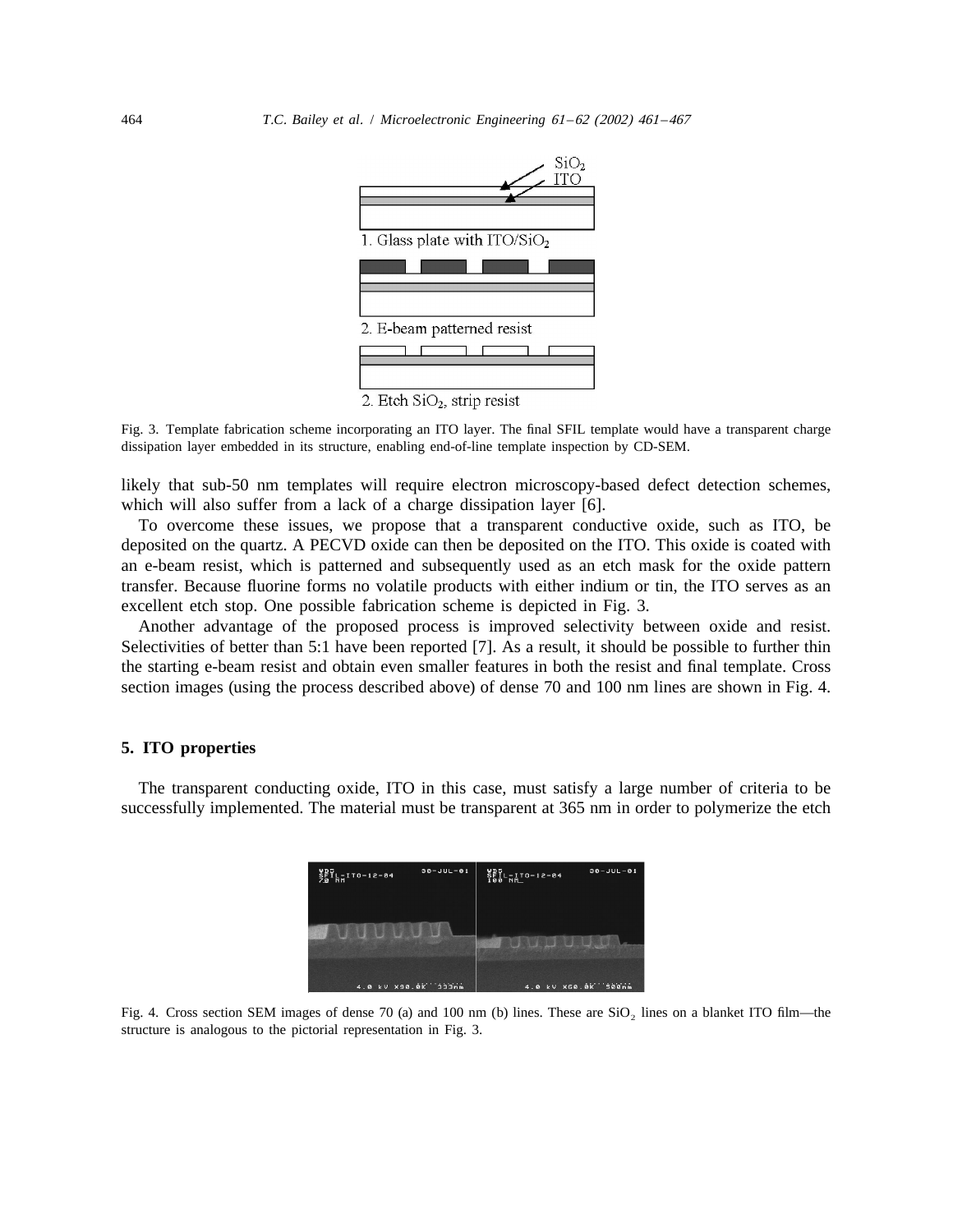Fig. 3. Template fabrication scheme incorporating an ITO layer. The final SFIL template would have a transparent charge dissipation layer embedded in its structure, enabling end-of-line template inspection by CD-SEM.

likely that sub-50 nm templates will require electron microscopy-based defect detection schemes, which will also suffer from a lack of a charge dissipation layer [6].

To overcome these issues, we propose that a transparent conductive oxide, such as ITO, be deposited on the quartz. A PECVD oxide can then be deposited on the ITO. This oxide is coated with an e-beam resist, which is patterned and subsequently used as an etch mask for the oxide pattern transfer. Because fluorine forms no volatile products with either indium or tin, the ITO serves as an excellent etch stop. One possible fabrication scheme is depicted in Fig. 3.

Another advantage of the proposed process is improved selectivity between oxide and resist. Selectivities of better than 5:1 have been reported [7]. As a result, it should be possible to further thin the starting e-beam resist and obtain even smaller features in both the resist and final template. Cross section images (using the process described above) of dense 70 and 100 nm lines are shown in Fig. 4.

## 5. ITO properties

The transparent conducting oxide, ITO in this case, must satisfy a large number of criteria to be successfully implemented. The material must be transparent at 365 nm in order to polymerize the etch

Fig. 4. Cross section SEM images of dense 70 (a) and 100 nm (b) lines. These are $SiO_2$ lines on a blanket ITO film—the structure is analogous to the pictorial representation in Fig. 3.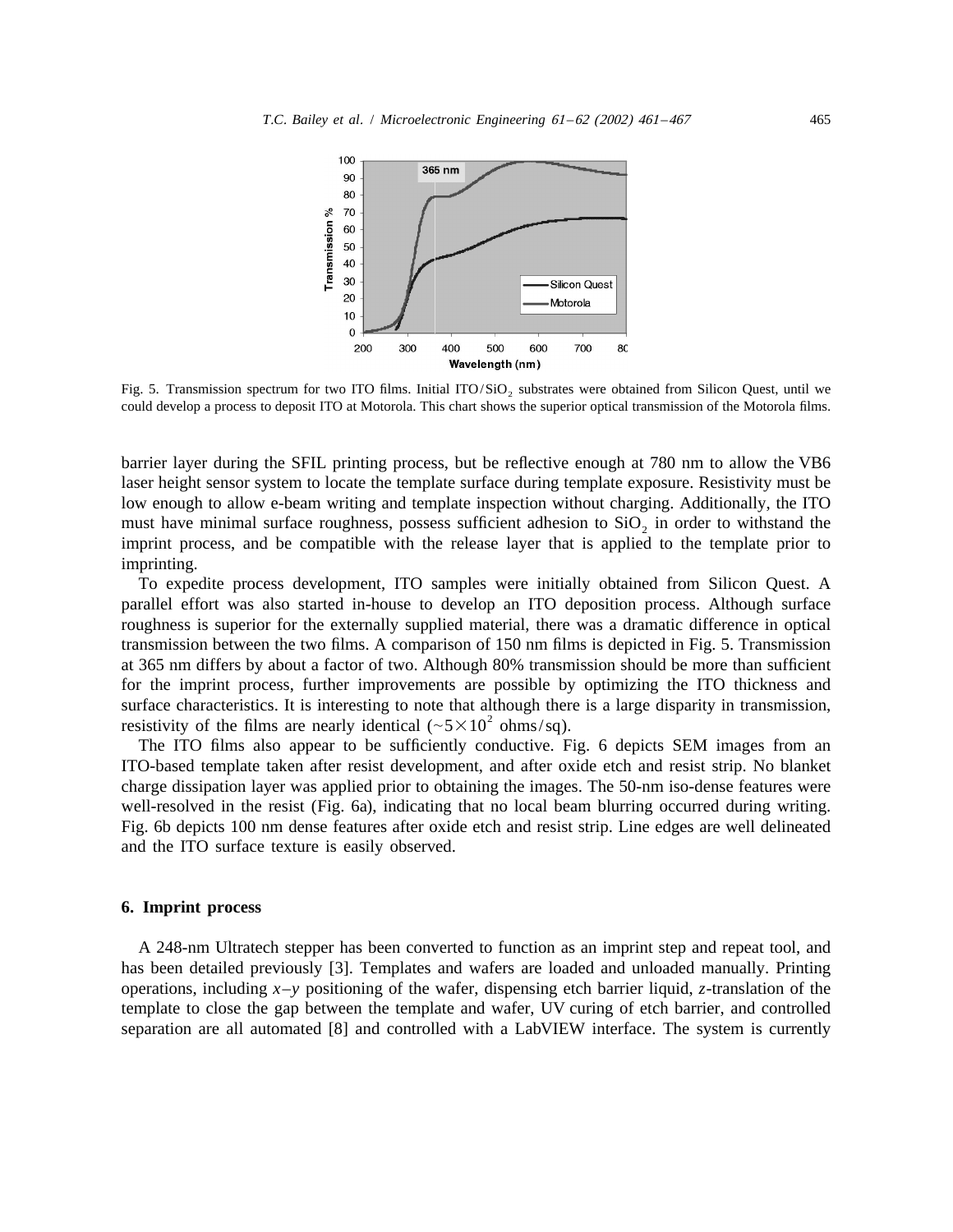Fig. 5. Transmission spectrum for two ITO films. Initial ITO/$SiO_2$ substrates were obtained from Silicon Quest, until we could develop a process to deposit ITO at Motorola. This chart shows the superior optical transmission of the Motorola films.

barrier layer during the SFIL printing process, but be reflective enough at 780 nm to allow the VB6 laser height sensor system to locate the template surface during template exposure. Resistivity must be low enough to allow e-beam writing and template inspection without charging. Additionally, the ITO must have minimal surface roughness, possess sufficient adhesion to $SiO_2$ in order to withstand the imprint process, and be compatible with the release layer that is applied to the template prior to imprinting.

To expedite process development, ITO samples were initially obtained from Silicon Quest. A parallel effort was also started in-house to develop an ITO deposition process. Although surface roughness is superior for the externally supplied material, there was a dramatic difference in optical transmission between the two films. A comparison of 150 nm films is depicted in Fig. 5. Transmission at 365 nm differs by about a factor of two. Although 80% transmission should be more than sufficient for the imprint process, further improvements are possible by optimizing the ITO thickness and surface characteristics. It is interesting to note that although there is a large disparity in transmission, resistivity of the films are nearly identical ($\sim 5\times10^2$ ohms/sq).

The ITO films also appear to be sufficiently conductive. Fig. 6 depicts SEM images from an ITO-based template taken after resist development, and after oxide etch and resist strip. No blanket charge dissipation layer was applied prior to obtaining the images. The 50-nm iso-dense features were well-resolved in the resist (Fig. 6a), indicating that no local beam blurring occurred during writing. Fig. 6b depicts 100 nm dense features after oxide etch and resist strip. Line edges are well delineated and the ITO surface texture is easily observed.

## 6. Imprint process

A 248-nm Ultratech stepper has been converted to function as an imprint step and repeat tool, and has been detailed previously [3]. Templates and wafers are loaded and unloaded manually. Printing operations, including $x$–$y$ positioning of the wafer, dispensing etch barrier liquid, $z$-translation of the template to close the gap between the template and wafer, UV curing of etch barrier, and controlled separation are all automated [8] and controlled with a LabVIEW interface. The system is currently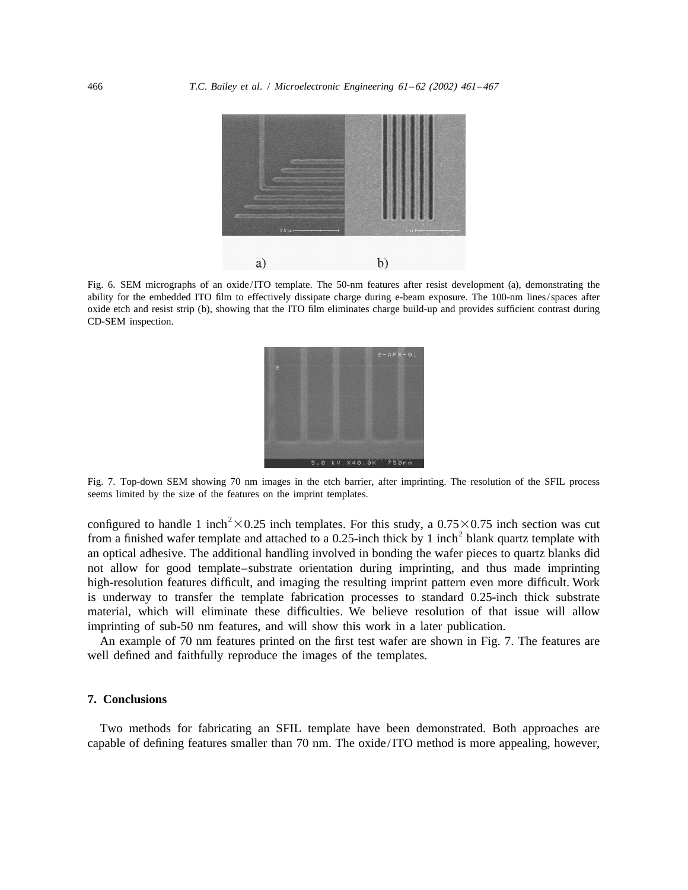Fig. 6. SEM micrographs of an oxide/ITO template. The 50-nm features after resist development (a), demonstrating the ability for the embedded ITO film to effectively dissipate charge during e-beam exposure. The 100-nm lines/spaces after oxide etch and resist strip (b), showing that the ITO film eliminates charge build-up and provides sufficient contrast during CD-SEM inspection.

Fig. 7. Top-down SEM showing 70 nm images in the etch barrier, after imprinting. The resolution of the SFIL process seems limited by the size of the features on the imprint templates.

configured to handle 1 inch$^2 \times 0.25$ inch templates. For this study, a $0.75 \times 0.75$ inch section was cut from a finished wafer template and attached to a 0.25-inch thick by 1 inch$^2$ blank quartz template with an optical adhesive. The additional handling involved in bonding the wafer pieces to quartz blanks did not allow for good template–substrate orientation during imprinting, and thus made imprinting high-resolution features difficult, and imaging the resulting imprint pattern even more difficult. Work is underway to transfer the template fabrication processes to standard 0.25-inch thick substrate material, which will eliminate these difficulties. We believe resolution of that issue will allow imprinting of sub-50 nm features, and will show this work in a later publication.

An example of 70 nm features printed on the first test wafer are shown in Fig. 7. The features are well defined and faithfully reproduce the images of the templates.

## 7. Conclusions

Two methods for fabricating an SFIL template have been demonstrated. Both approaches are capable of defining features smaller than 70 nm. The oxide/ITO method is more appealing, however,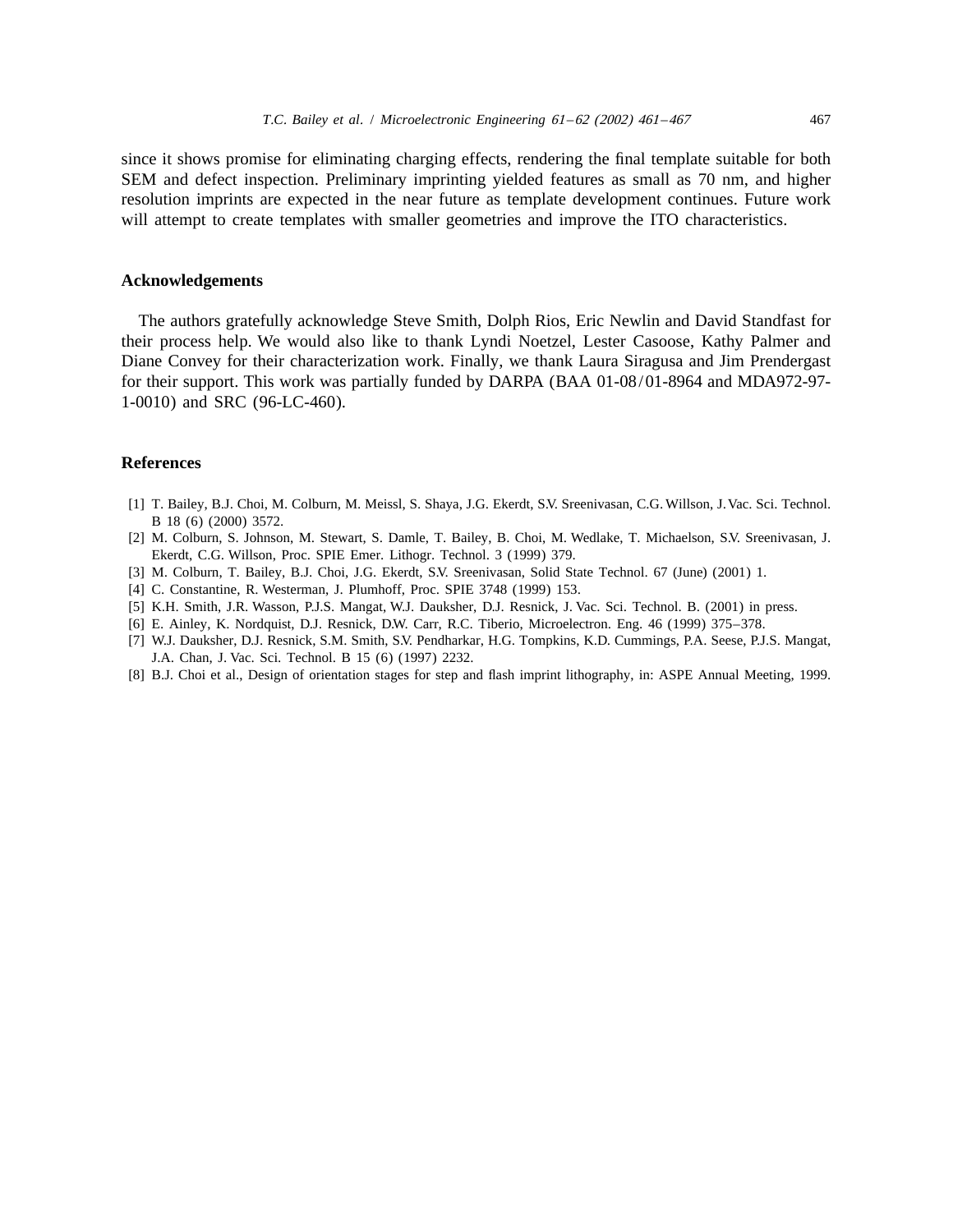since it shows promise for eliminating charging effects, rendering the final template suitable for both SEM and defect inspection. Preliminary imprinting yielded features as small as 70 nm, and higher resolution imprints are expected in the near future as template development continues. Future work will attempt to create templates with smaller geometries and improve the ITO characteristics.

## Acknowledgements

The authors gratefully acknowledge Steve Smith, Dolph Rios, Eric Newlin and David Standfast for their process help. We would also like to thank Lyndi Noetzel, Lester Casoose, Kathy Palmer and Diane Convey for their characterization work. Finally, we thank Laura Siragusa and Jim Prendergast for their support. This work was partially funded by DARPA (BAA 01-08/01-8964 and MDA972-97-1-0010) and SRC (96-LC-460).

## References

[1] T. Bailey, B.J. Choi, M. Colburn, M. Meissl, S. Shaya, J.G. Ekerdt, S.V. Sreenivasan, C.G. Willson, J. Vac. Sci. Technol. B 18 (6) (2000) 3572.

[2] M. Colburn, S. Johnson, M. Stewart, S. Damle, T. Bailey, B. Choi, M. Wedlake, T. Michaelson, S.V. Sreenivasan, J. Ekerdt, C.G. Willson, Proc. SPIE Emer. Lithogr. Technol. 3 (1999) 379.

[3] M. Colburn, T. Bailey, B.J. Choi, J.G. Ekerdt, S.V. Sreenivasan, Solid State Technol. 67 (June) (2001) 1.

[4] C. Constantine, R. Westerman, J. Plumhoff, Proc. SPIE 3748 (1999) 153.

[5] K.H. Smith, J.R. Wasson, P.J.S. Mangat, W.J. Dauksher, D.J. Resnick, J. Vac. Sci. Technol. B. (2001) in press.

[6] E. Ainley, K. Nordquist, D.J. Resnick, D.W. Carr, R.C. Tiberio, Microelectron. Eng. 46 (1999) 375–378.

[7] W.J. Dauksher, D.J. Resnick, S.M. Smith, S.V. Pendharkar, H.G. Tompkins, K.D. Cummings, P.A. Seese, P.J.S. Mangat, J.A. Chan, J. Vac. Sci. Technol. B 15 (6) (1997) 2232.

[8] B.J. Choi et al., Design of orientation stages for step and flash imprint lithography, in: ASPE Annual Meeting, 1999.